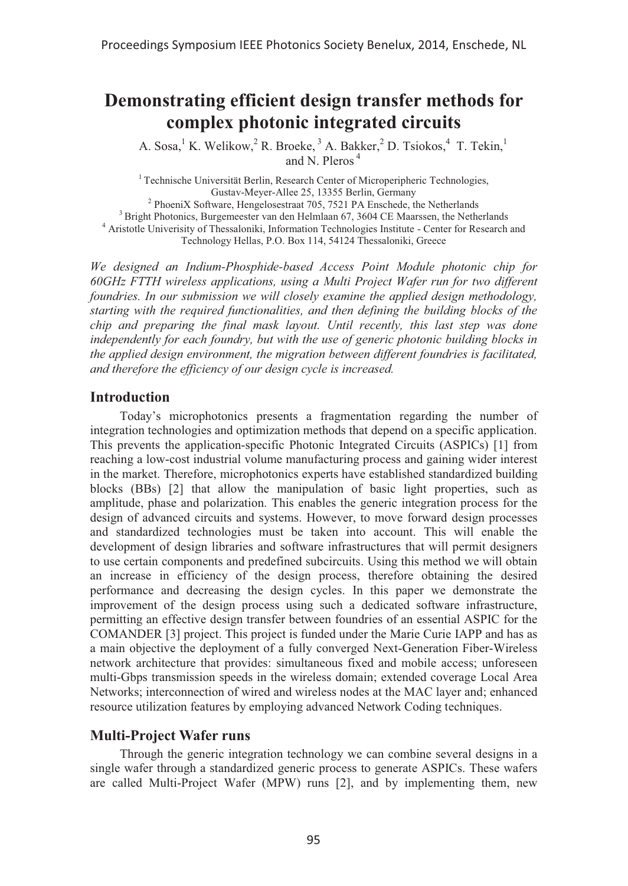# Demonstrating efficient design transfer methods for complex photonic integrated circuits

A. Sosa,[1] K. Welikow,[2] R. Broeke,[3] A. Bakker,[2] D. Tsiokos,[4] T. Tekin,[1] and N. Pleros[4]

[1] Technische Universität Berlin, Research Center of Microperipheric Technologies, Gustav-Meyer-Allee 25, 13355 Berlin, Germany
[2] PhoeniX Software, Hengelosestraat 705, 7521 PA Enschede, the Netherlands
[3] Bright Photonics, Burgemeester van den Helmlaan 67, 3604 CE Maarssen, the Netherlands
[4] Aristotle Univerisity of Thessaloniki, Information Technologies Institute - Center for Research and Technology Hellas, P.O. Box 114, 54124 Thessaloniki, Greece

*We designed an Indium-Phosphide-based Access Point Module photonic chip for 60GHz FTTH wireless applications, using a Multi Project Wafer run for two different foundries. In our submission we will closely examine the applied design methodology, starting with the required functionalities, and then defining the building blocks of the chip and preparing the final mask layout. Until recently, this last step was done independently for each foundry, but with the use of generic photonic building blocks in the applied design environment, the migration between different foundries is facilitated, and therefore the efficiency of our design cycle is increased.*

## Introduction

Today's microphotonics presents a fragmentation regarding the number of integration technologies and optimization methods that depend on a specific application. This prevents the application-specific Photonic Integrated Circuits (ASPICs) [1] from reaching a low-cost industrial volume manufacturing process and gaining wider interest in the market. Therefore, microphotonics experts have established standardized building blocks (BBs) [2] that allow the manipulation of basic light properties, such as amplitude, phase and polarization. This enables the generic integration process for the design of advanced circuits and systems. However, to move forward design processes and standardized technologies must be taken into account. This will enable the development of design libraries and software infrastructures that will permit designers to use certain components and predefined subcircuits. Using this method we will obtain an increase in efficiency of the design process, therefore obtaining the desired performance and decreasing the design cycles. In this paper we demonstrate the improvement of the design process using such a dedicated software infrastructure, permitting an effective design transfer between foundries of an essential ASPIC for the COMANDER [3] project. This project is funded under the Marie Curie IAPP and has as a main objective the deployment of a fully converged Next-Generation Fiber-Wireless network architecture that provides: simultaneous fixed and mobile access; unforeseen multi-Gbps transmission speeds in the wireless domain; extended coverage Local Area Networks; interconnection of wired and wireless nodes at the MAC layer and; enhanced resource utilization features by employing advanced Network Coding techniques.

## Multi-Project Wafer runs

Through the generic integration technology we can combine several designs in a single wafer through a standardized generic process to generate ASPICs. These wafers are called Multi-Project Wafer (MPW) runs [2], and by implementing them, new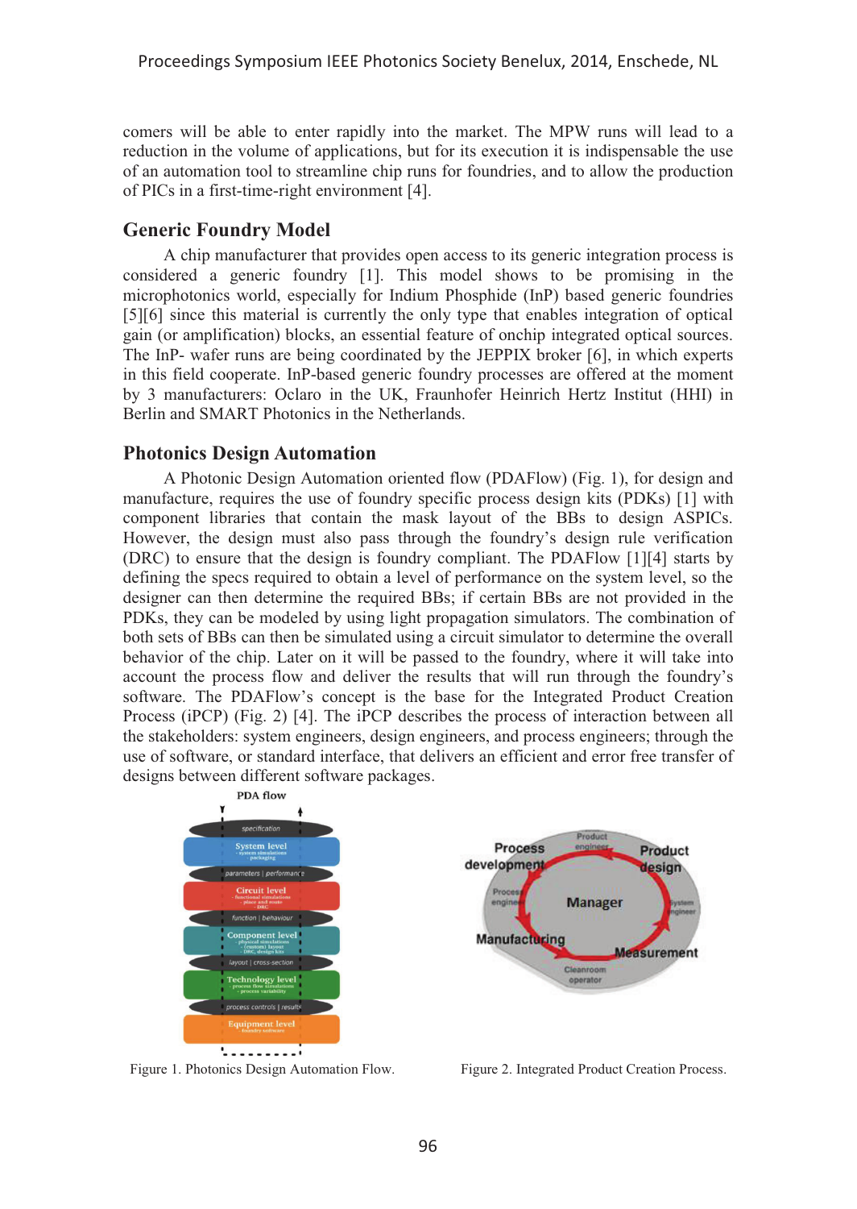comers will be able to enter rapidly into the market. The MPW runs will lead to a reduction in the volume of applications, but for its execution it is indispensable the use of an automation tool to streamline chip runs for foundries, and to allow the production of PICs in a first-time-right environment [4].

## Generic Foundry Model

A chip manufacturer that provides open access to its generic integration process is considered a generic foundry [1]. This model shows to be promising in the microphotonics world, especially for Indium Phosphide (InP) based generic foundries [5][6] since this material is currently the only type that enables integration of optical gain (or amplification) blocks, an essential feature of onchip integrated optical sources. The InP- wafer runs are being coordinated by the JEPPIX broker [6], in which experts in this field cooperate. InP-based generic foundry processes are offered at the moment by 3 manufacturers: Oclaro in the UK, Fraunhofer Heinrich Hertz Institut (HHI) in Berlin and SMART Photonics in the Netherlands.

## Photonics Design Automation

A Photonic Design Automation oriented flow (PDAFlow) (Fig. 1), for design and manufacture, requires the use of foundry specific process design kits (PDKs) [1] with component libraries that contain the mask layout of the BBs to design ASPICs. However, the design must also pass through the foundry's design rule verification (DRC) to ensure that the design is foundry compliant. The PDAFlow [1][4] starts by defining the specs required to obtain a level of performance on the system level, so the designer can then determine the required BBs; if certain BBs are not provided in the PDKs, they can be modeled by using light propagation simulators. The combination of both sets of BBs can then be simulated using a circuit simulator to determine the overall behavior of the chip. Later on it will be passed to the foundry, where it will take into account the process flow and deliver the results that will run through the foundry's software. The PDAFlow's concept is the base for the Integrated Product Creation Process (iPCP) (Fig. 2) [4]. The iPCP describes the process of interaction between all the stakeholders: system engineers, design engineers, and process engineers; through the use of software, or standard interface, that delivers an efficient and error free transfer of designs between different software packages.

Figure 1. Photonics Design Automation Flow.

Figure 2. Integrated Product Creation Process.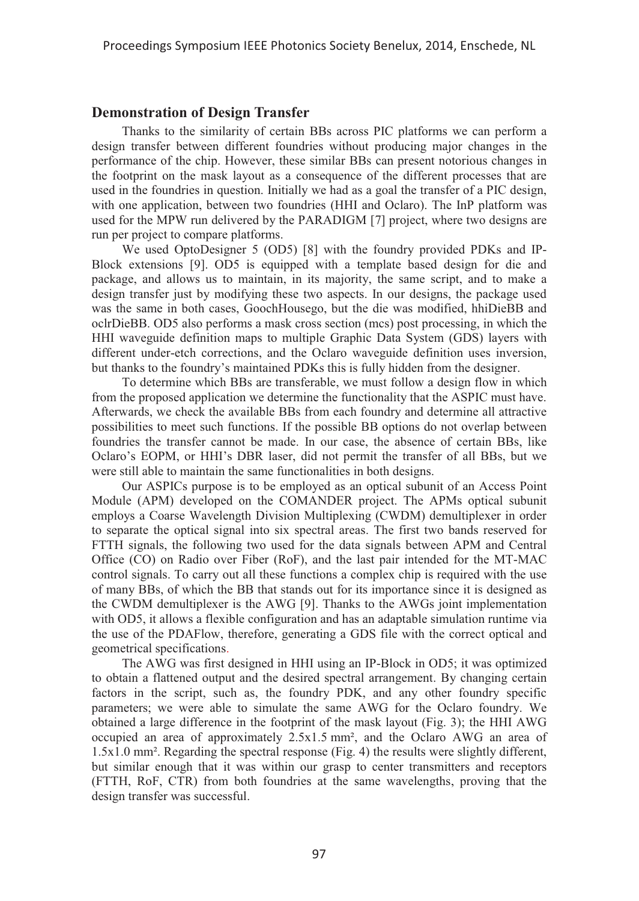## Demonstration of Design Transfer

Thanks to the similarity of certain BBs across PIC platforms we can perform a design transfer between different foundries without producing major changes in the performance of the chip. However, these similar BBs can present notorious changes in the footprint on the mask layout as a consequence of the different processes that are used in the foundries in question. Initially we had as a goal the transfer of a PIC design, with one application, between two foundries (HHI and Oclaro). The InP platform was used for the MPW run delivered by the PARADIGM [7] project, where two designs are run per project to compare platforms.

We used OptoDesigner 5 (OD5) [8] with the foundry provided PDKs and IP-Block extensions [9]. OD5 is equipped with a template based design for die and package, and allows us to maintain, in its majority, the same script, and to make a design transfer just by modifying these two aspects. In our designs, the package used was the same in both cases, GoochHousego, but the die was modified, hhiDieBB and oclrDieBB. OD5 also performs a mask cross section (mcs) post processing, in which the HHI waveguide definition maps to multiple Graphic Data System (GDS) layers with different under-etch corrections, and the Oclaro waveguide definition uses inversion, but thanks to the foundry's maintained PDKs this is fully hidden from the designer.

To determine which BBs are transferable, we must follow a design flow in which from the proposed application we determine the functionality that the ASPIC must have. Afterwards, we check the available BBs from each foundry and determine all attractive possibilities to meet such functions. If the possible BB options do not overlap between foundries the transfer cannot be made. In our case, the absence of certain BBs, like Oclaro's EOPM, or HHI's DBR laser, did not permit the transfer of all BBs, but we were still able to maintain the same functionalities in both designs.

Our ASPICs purpose is to be employed as an optical subunit of an Access Point Module (APM) developed on the COMANDER project. The APMs optical subunit employs a Coarse Wavelength Division Multiplexing (CWDM) demultiplexer in order to separate the optical signal into six spectral areas. The first two bands reserved for FTTH signals, the following two used for the data signals between APM and Central Office (CO) on Radio over Fiber (RoF), and the last pair intended for the MT-MAC control signals. To carry out all these functions a complex chip is required with the use of many BBs, of which the BB that stands out for its importance since it is designed as the CWDM demultiplexer is the AWG [9]. Thanks to the AWGs joint implementation with OD5, it allows a flexible configuration and has an adaptable simulation runtime via the use of the PDAFlow, therefore, generating a GDS file with the correct optical and geometrical specifications.

The AWG was first designed in HHI using an IP-Block in OD5; it was optimized to obtain a flattened output and the desired spectral arrangement. By changing certain factors in the script, such as, the foundry PDK, and any other foundry specific parameters; we were able to simulate the same AWG for the Oclaro foundry. We obtained a large difference in the footprint of the mask layout (Fig. 3); the HHI AWG occupied an area of approximately 2.5x1.5 mm², and the Oclaro AWG an area of 1.5x1.0 mm². Regarding the spectral response (Fig. 4) the results were slightly different, but similar enough that it was within our grasp to center transmitters and receptors (FTTH, RoF, CTR) from both foundries at the same wavelengths, proving that the design transfer was successful.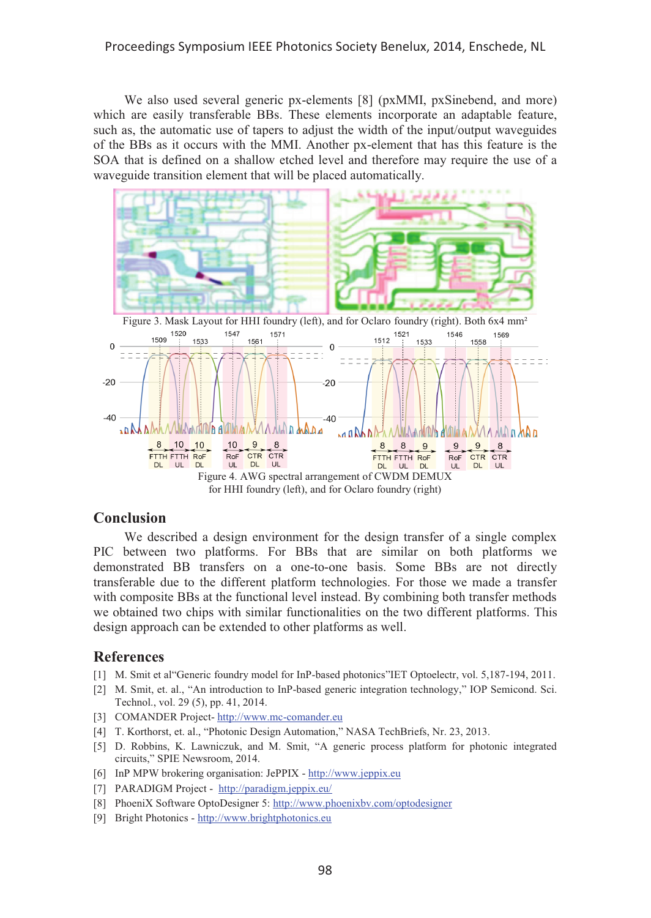We also used several generic px-elements [8] (pxMMI, pxSinebend, and more) which are easily transferable BBs. These elements incorporate an adaptable feature, such as, the automatic use of tapers to adjust the width of the input/output waveguides of the BBs as it occurs with the MMI. Another px-element that has this feature is the SOA that is defined on a shallow etched level and therefore may require the use of a waveguide transition element that will be placed automatically.

Figure 3. Mask Layout for HHI foundry (left), and for Oclaro foundry (right). Both 6x4 mm²

1509 1520 1533 1547 1561 1571

0
-20
-40

8 10 10 10 9 8
FTTH DL FTTH UL RoF DL RoF UL CTR DL CTR UL

1512 1521 1533 1546 1558 1569

0
-20
-40

8 8 9 9 9 8
FTTH DL FTTH UL RoF DL RoF UL CTR DL CTR UL

Figure 4. AWG spectral arrangement of CWDM DEMUX for HHI foundry (left), and for Oclaro foundry (right)

## Conclusion

We described a design environment for the design transfer of a single complex PIC between two platforms. For BBs that are similar on both platforms we demonstrated BB transfers on a one-to-one basis. Some BBs are not directly transferable due to the different platform technologies. For those we made a transfer with composite BBs at the functional level instead. By combining both transfer methods we obtained two chips with similar functionalities on the two different platforms. This design approach can be extended to other platforms as well.

## References

[1] M. Smit et al"Generic foundry model for InP-based photonics"IET Optoelectr, vol. 5,187-194, 2011.

[2] M. Smit, et. al., "An introduction to InP-based generic integration technology," IOP Semicond. Sci. Technol., vol. 29 (5), pp. 41, 2014.

[3] COMANDER Project- http://www.mc-comander.eu

[4] T. Korthorst, et. al., "Photonic Design Automation," NASA TechBriefs, Nr. 23, 2013.

[5] D. Robbins, K. Lawniczuk, and M. Smit, "A generic process platform for photonic integrated circuits," SPIE Newsroom, 2014.

[6] InP MPW brokering organisation: JePPIX - http://www.jeppix.eu

[7] PARADIGM Project - http://paradigm.jeppix.eu/

[8] PhoeniX Software OptoDesigner 5: http://www.phoenixbv.com/optodesigner

[9] Bright Photonics - http://www.brightphotonics.eu